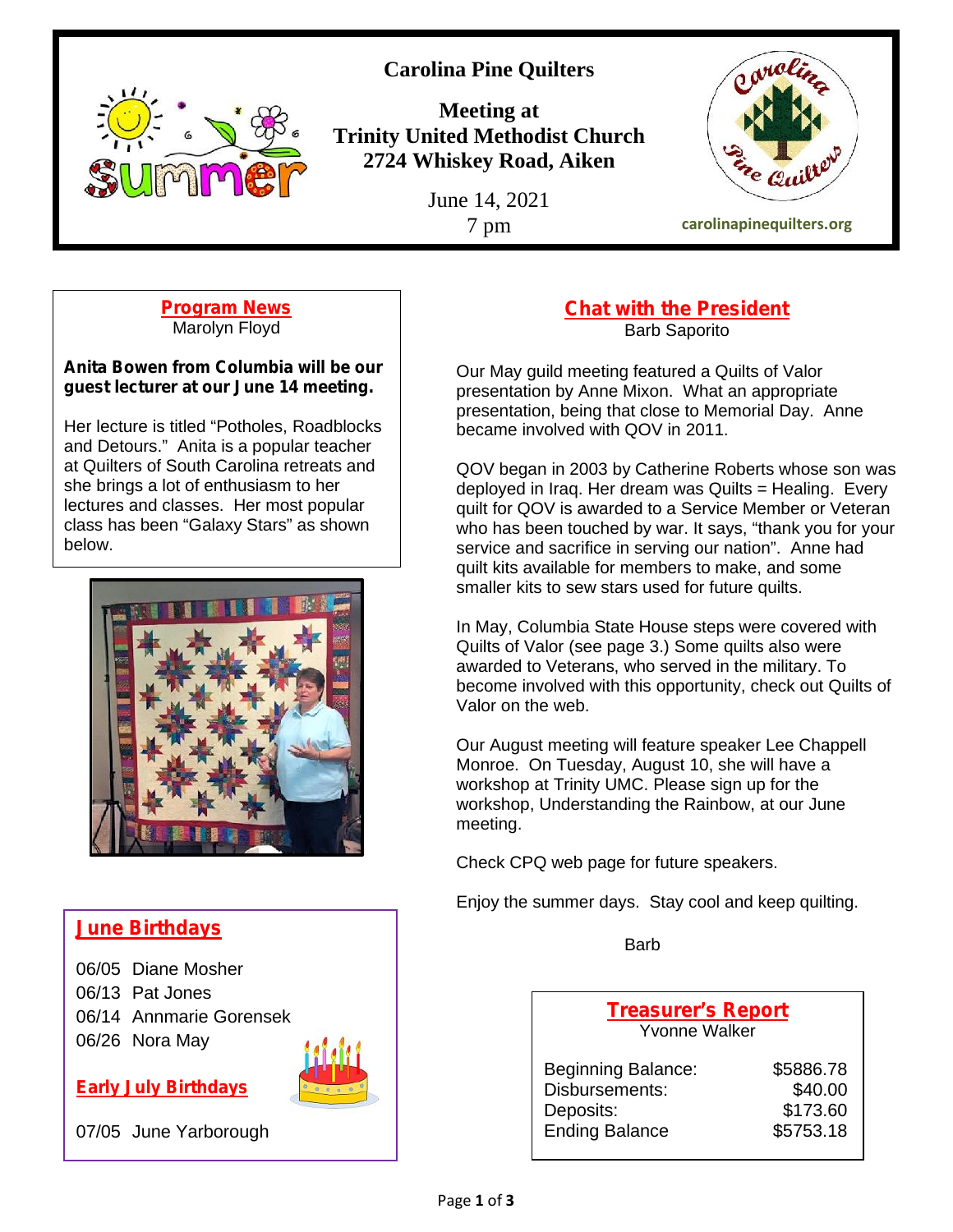# Carolina Pine Quilters

**Meeting at**
**Trinity United Methodist Church**
**2724 Whiskey Road, Aiken**

June 14, 2021
7 pm

carolinapinequilters.org

## Program News

Marolyn Floyd

**Anita Bowen from Columbia will be our guest lecturer at our June 14 meeting.**

Her lecture is titled "Potholes, Roadblocks and Detours." Anita is a popular teacher at Quilters of South Carolina retreats and she brings a lot of enthusiasm to her lectures and classes. Her most popular class has been "Galaxy Stars" as shown below.

## June Birthdays

06/05 Diane Mosher
06/13 Pat Jones
06/14 Annmarie Gorensek
06/26 Nora May

## Early July Birthdays

07/05 June Yarborough

## Chat with the President

Barb Saporito

Our May guild meeting featured a Quilts of Valor presentation by Anne Mixon. What an appropriate presentation, being that close to Memorial Day. Anne became involved with QOV in 2011.

QOV began in 2003 by Catherine Roberts whose son was deployed in Iraq. Her dream was Quilts = Healing. Every quilt for QOV is awarded to a Service Member or Veteran who has been touched by war. It says, "thank you for your service and sacrifice in serving our nation". Anne had quilt kits available for members to make, and some smaller kits to sew stars used for future quilts.

In May, Columbia State House steps were covered with Quilts of Valor (see page 3.) Some quilts also were awarded to Veterans, who served in the military. To become involved with this opportunity, check out Quilts of Valor on the web.

Our August meeting will feature speaker Lee Chappell Monroe. On Tuesday, August 10, she will have a workshop at Trinity UMC. Please sign up for the workshop, Understanding the Rainbow, at our June meeting.

Check CPQ web page for future speakers.

Enjoy the summer days. Stay cool and keep quilting.

Barb

## Treasurer's Report

Yvonne Walker

| | |
|---|---|
| Beginning Balance: | $5886.78 |
| Disbursements: | $40.00 |
| Deposits: | $173.60 |
| Ending Balance | $5753.18 |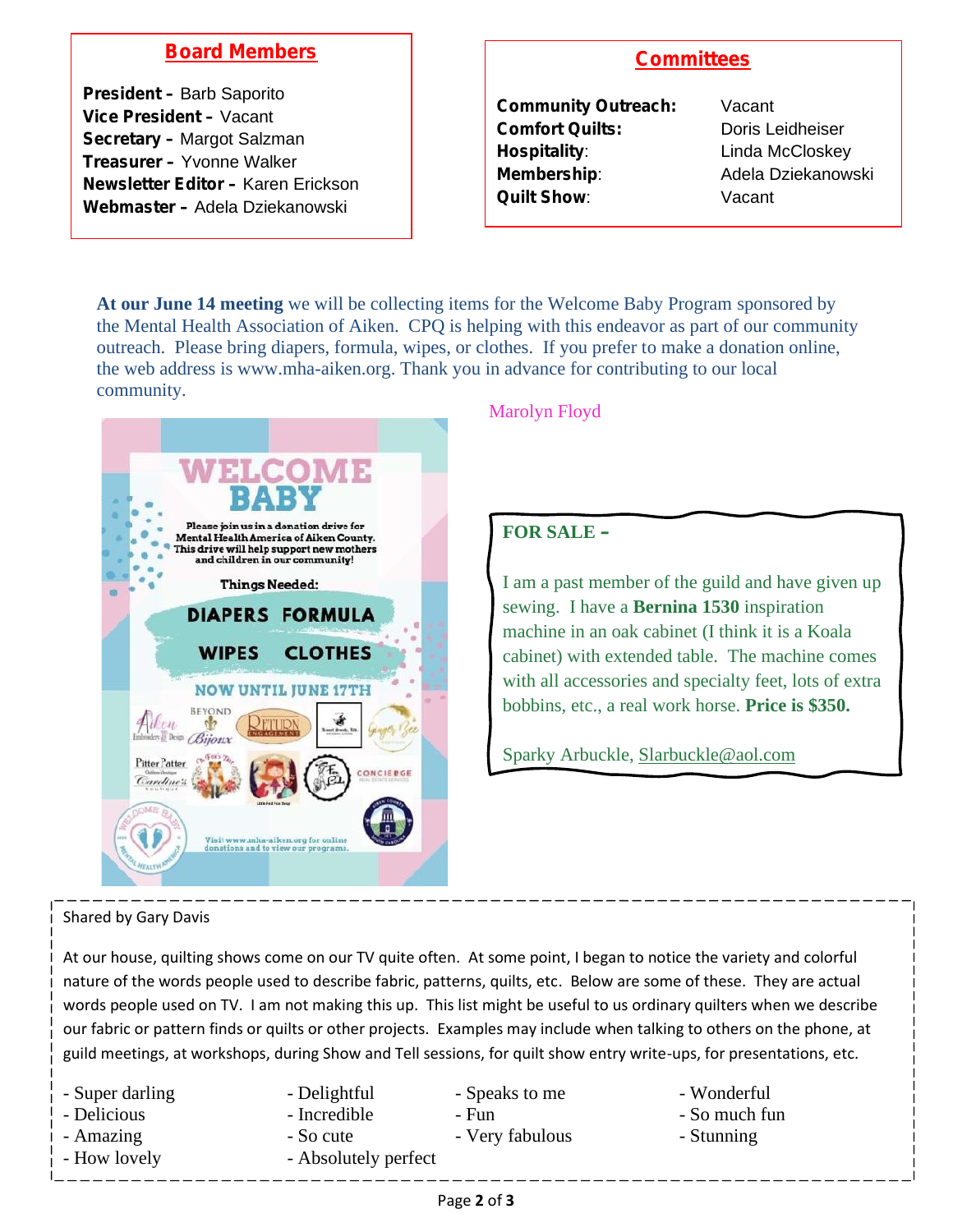## Board Members

**President –** Barb Saporito
**Vice President –** Vacant
**Secretary –** Margot Salzman
**Treasurer –** Yvonne Walker
**Newsletter Editor –** Karen Erickson
**Webmaster –** Adela Dziekanowski

## Committees

| | |
|---|---|
| **Community Outreach:** | Vacant |
| **Comfort Quilts:** | Doris Leidheiser |
| **Hospitality**: | Linda McCloskey |
| **Membership**: | Adela Dziekanowski |
| **Quilt Show**: | Vacant |

**At our June 14 meeting** we will be collecting items for the Welcome Baby Program sponsored by the Mental Health Association of Aiken. CPQ is helping with this endeavor as part of our community outreach. Please bring diapers, formula, wipes, or clothes. If you prefer to make a donation online, the web address is www.mha-aiken.org. Thank you in advance for contributing to our local community.

Marolyn Floyd

**WELCOME BABY**

Please join us in a donation drive for Mental Health America of Aiken County. This drive will help support new mothers and children in our community!

Things Needed:

DIAPERS FORMULA
WIPES CLOTHES

NOW UNTIL JUNE 17TH

Visit www.mha-aiken.org for online donations and to view our programs.

**FOR SALE –**

I am a past member of the guild and have given up sewing. I have a **Bernina 1530** inspiration machine in an oak cabinet (I think it is a Koala cabinet) with extended table. The machine comes with all accessories and specialty feet, lots of extra bobbins, etc., a real work horse. **Price is $350.**

Sparky Arbuckle, Slarbuckle@aol.com

Shared by Gary Davis

At our house, quilting shows come on our TV quite often. At some point, I began to notice the variety and colorful nature of the words people used to describe fabric, patterns, quilts, etc. Below are some of these. They are actual words people used on TV. I am not making this up. This list might be useful to us ordinary quilters when we describe our fabric or pattern finds or quilts or other projects. Examples may include when talking to others on the phone, at guild meetings, at workshops, during Show and Tell sessions, for quilt show entry write-ups, for presentations, etc.

- Super darling
- Delicious
- Amazing
- How lovely
- Delightful
- Incredible
- So cute
- Absolutely perfect
- Speaks to me
- Fun
- Very fabulous
- Wonderful
- So much fun
- Stunning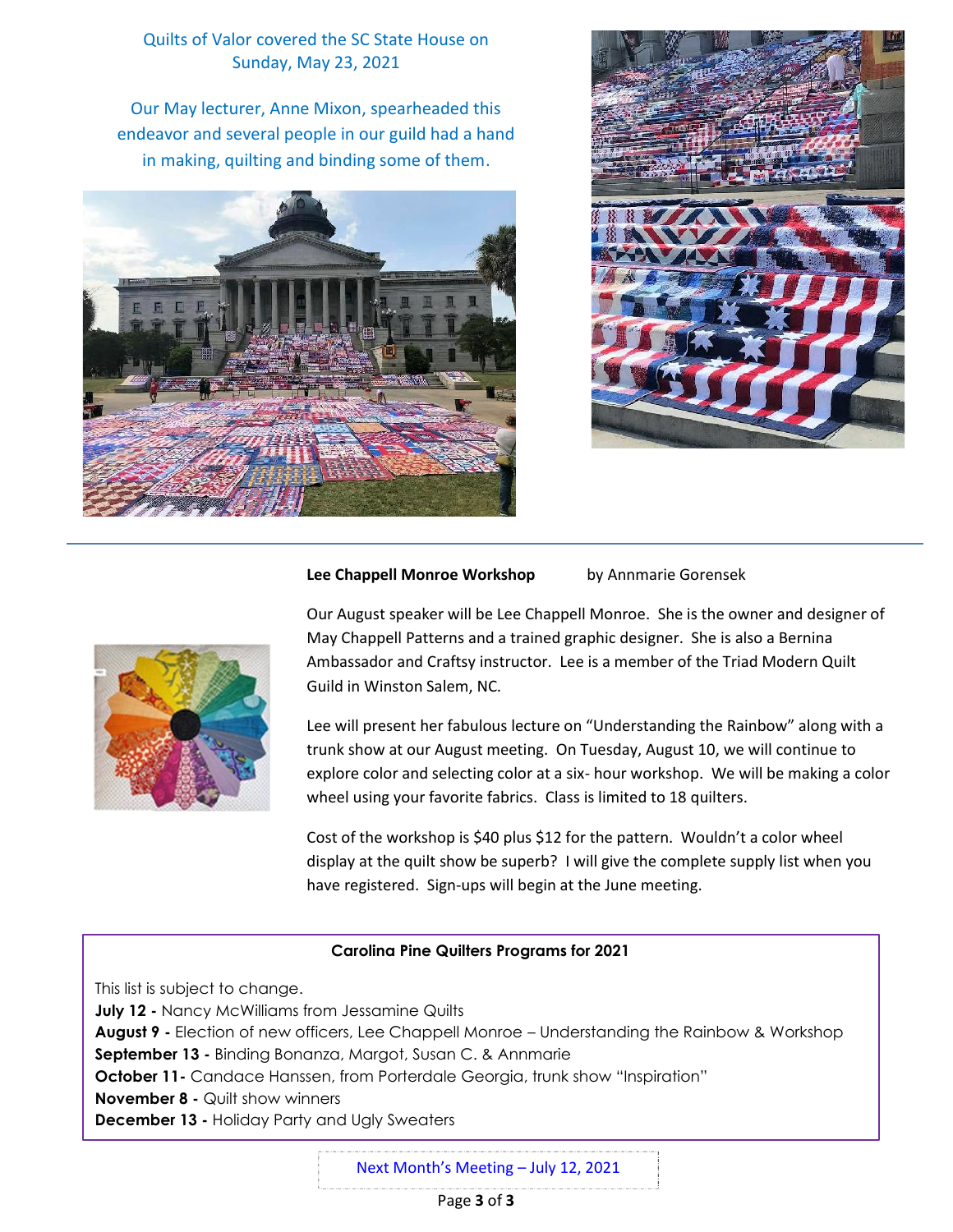Quilts of Valor covered the SC State House on Sunday, May 23, 2021

Our May lecturer, Anne Mixon, spearheaded this endeavor and several people in our guild had a hand in making, quilting and binding some of them.

---

**Lee Chappell Monroe Workshop** by Annmarie Gorensek

Our August speaker will be Lee Chappell Monroe. She is the owner and designer of May Chappell Patterns and a trained graphic designer. She is also a Bernina Ambassador and Craftsy instructor. Lee is a member of the Triad Modern Quilt Guild in Winston Salem, NC.

Lee will present her fabulous lecture on "Understanding the Rainbow" along with a trunk show at our August meeting. On Tuesday, August 10, we will continue to explore color and selecting color at a six- hour workshop. We will be making a color wheel using your favorite fabrics. Class is limited to 18 quilters.

Cost of the workshop is $40 plus $12 for the pattern. Wouldn't a color wheel display at the quilt show be superb? I will give the complete supply list when you have registered. Sign-ups will begin at the June meeting.

**Carolina Pine Quilters Programs for 2021**

This list is subject to change.
**July 12 -** Nancy McWilliams from Jessamine Quilts
**August 9 -** Election of new officers, Lee Chappell Monroe – Understanding the Rainbow & Workshop
**September 13 -** Binding Bonanza, Margot, Susan C. & Annmarie
**October 11-** Candace Hanssen, from Porterdale Georgia, trunk show "Inspiration"
**November 8 -** Quilt show winners
**December 13 -** Holiday Party and Ugly Sweaters

Next Month's Meeting – July 12, 2021